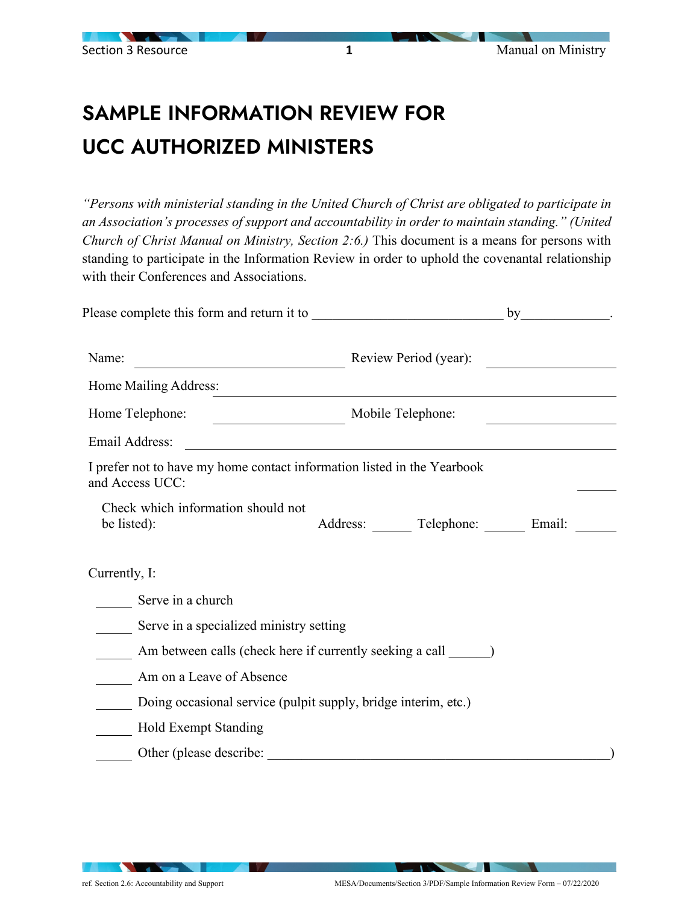# SAMPLE INFORMATION REVIEW FOR UCC AUTHORIZED MINISTERS

*"Persons with ministerial standing in the United Church of Christ are obligated to participate in an Association's processes of support and accountability in order to maintain standing." (United Church of Christ Manual on Ministry, Section 2:6.)* This document is a means for persons with standing to participate in the Information Review in order to uphold the covenantal relationship with their Conferences and Associations.

Please complete this form and return it to ____________________________ by_____________.

Name: ______________________________ Review Period (year): __________________

Home Mailing Address: ____________________________________________________

Home Telephone: __________________ Mobile Telephone: __________________

Email Address: ____________________________________________________

I prefer not to have my home contact information listed in the Yearbook and Access UCC: ______

Check which information should not be listed): Address: ______ Telephone: ______ Email: ______

Currently, I:

_____ Serve in a church

_____ Serve in a specialized ministry setting

_____ Am between calls (check here if currently seeking a call ______)

_____ Am on a Leave of Absence

_____ Doing occasional service (pulpit supply, bridge interim, etc.)

_____ Hold Exempt Standing

_____ Other (please describe: ____________________________________________)

ref. Section 2.6: Accountability and Support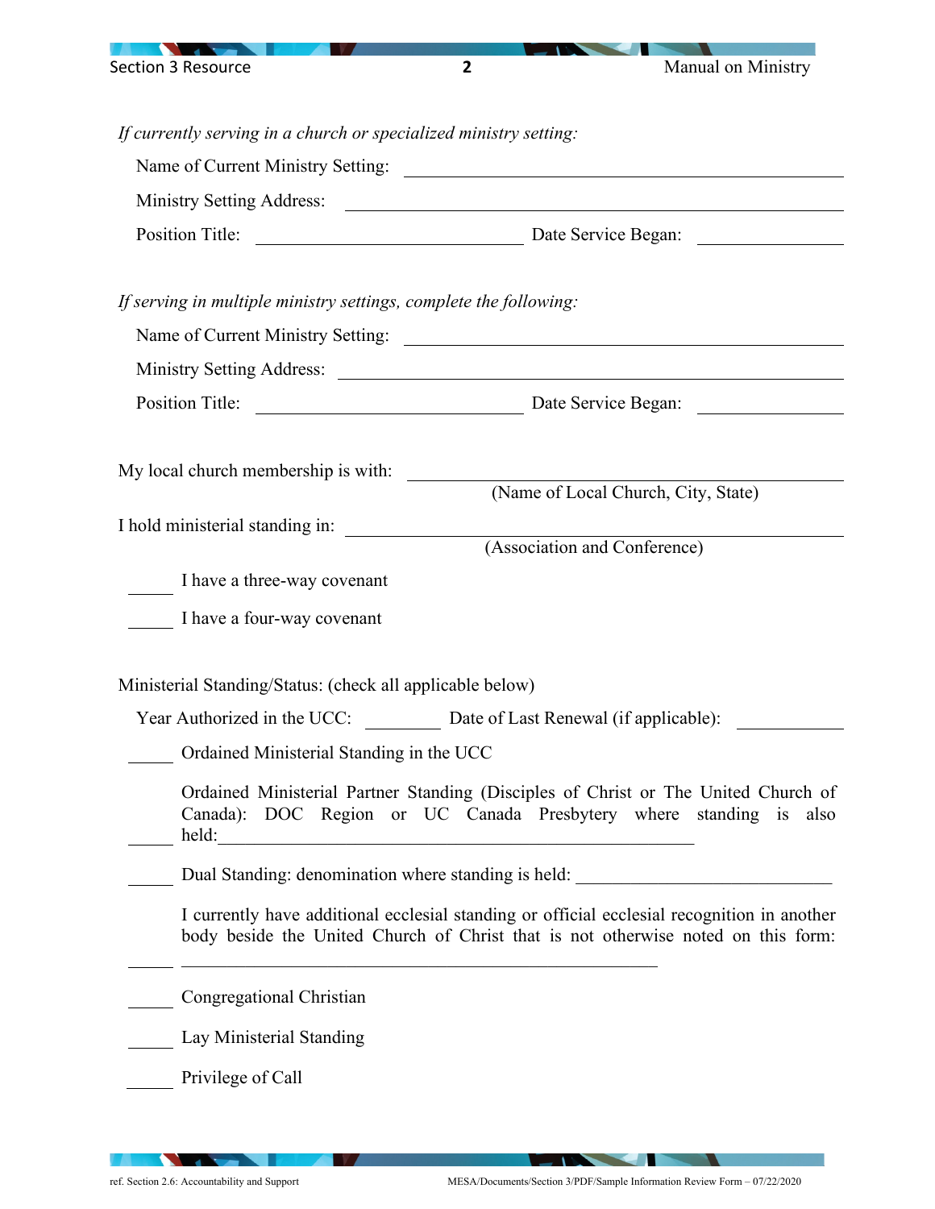*If currently serving in a church or specialized ministry setting:*

Name of Current Ministry Setting: ______________________________________________

Ministry Setting Address: ______________________________________________

Position Title: ______________________________ Date Service Began: ______________

*If serving in multiple ministry settings, complete the following:*

Name of Current Ministry Setting: ______________________________________________

Ministry Setting Address: ______________________________________________

Position Title: ______________________________ Date Service Began: ______________

My local church membership is with: ______________________________________________
(Name of Local Church, City, State)

I hold ministerial standing in: ______________________________________________
(Association and Conference)

_____ I have a three-way covenant

_____ I have a four-way covenant

Ministerial Standing/Status: (check all applicable below)

Year Authorized in the UCC: ________ Date of Last Renewal (if applicable): ___________

_____ Ordained Ministerial Standing in the UCC

_____ Ordained Ministerial Partner Standing (Disciples of Christ or The United Church of Canada): DOC Region or UC Canada Presbytery where standing is also held:______________________________________________________

_____ Dual Standing: denomination where standing is held: ____________________________

_____ I currently have additional ecclesial standing or official ecclesial recognition in another body beside the United Church of Christ that is not otherwise noted on this form: ______________________________________________________

_____ Congregational Christian

_____ Lay Ministerial Standing

_____ Privilege of Call

ref. Section 2.6: Accountability and Support

MESA/Documents/Section 3/PDF/Sample Information Review Form – 07/22/2020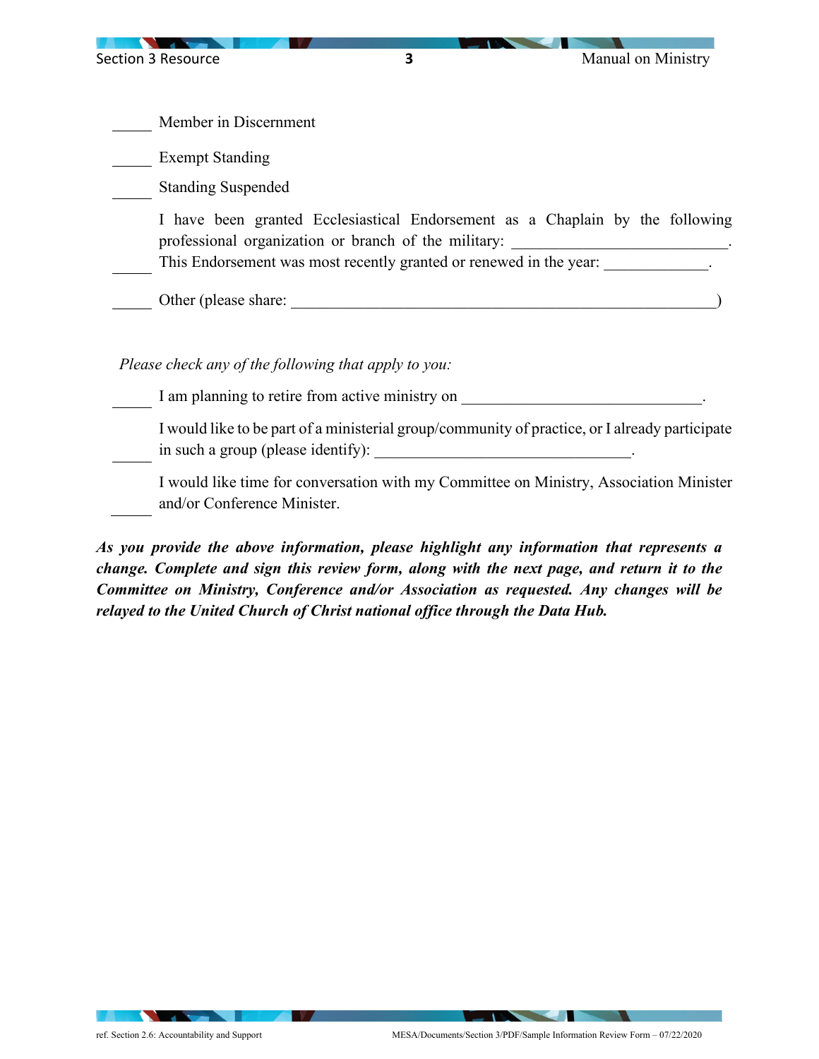_____ Member in Discernment

_____ Exempt Standing

_____ Standing Suspended

_____ I have been granted Ecclesiastical Endorsement as a Chaplain by the following professional organization or branch of the military: ___________________________. This Endorsement was most recently granted or renewed in the year: _____________.

_____ Other (please share: ______________________________________________________)

*Please check any of the following that apply to you:*

_____ I am planning to retire from active ministry on ______________________________.

_____ I would like to be part of a ministerial group/community of practice, or I already participate in such a group (please identify): ________________________________.

_____ I would like time for conversation with my Committee on Ministry, Association Minister and/or Conference Minister.

***As you provide the above information, please highlight any information that represents a change. Complete and sign this review form, along with the next page, and return it to the Committee on Ministry, Conference and/or Association as requested. Any changes will be relayed to the United Church of Christ national office through the Data Hub.***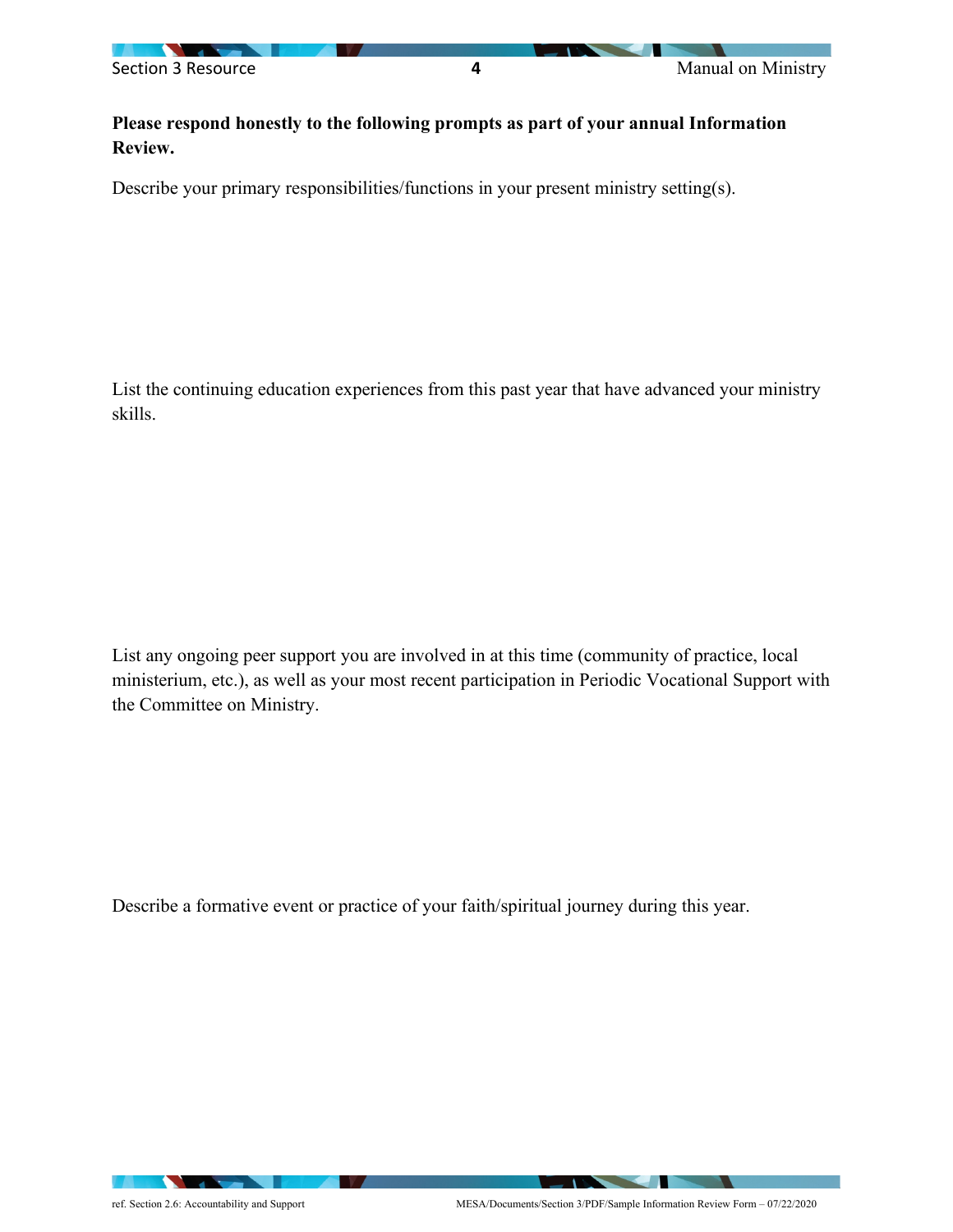**Please respond honestly to the following prompts as part of your annual Information Review.**

Describe your primary responsibilities/functions in your present ministry setting(s).

List the continuing education experiences from this past year that have advanced your ministry skills.

List any ongoing peer support you are involved in at this time (community of practice, local ministerium, etc.), as well as your most recent participation in Periodic Vocational Support with the Committee on Ministry.

Describe a formative event or practice of your faith/spiritual journey during this year.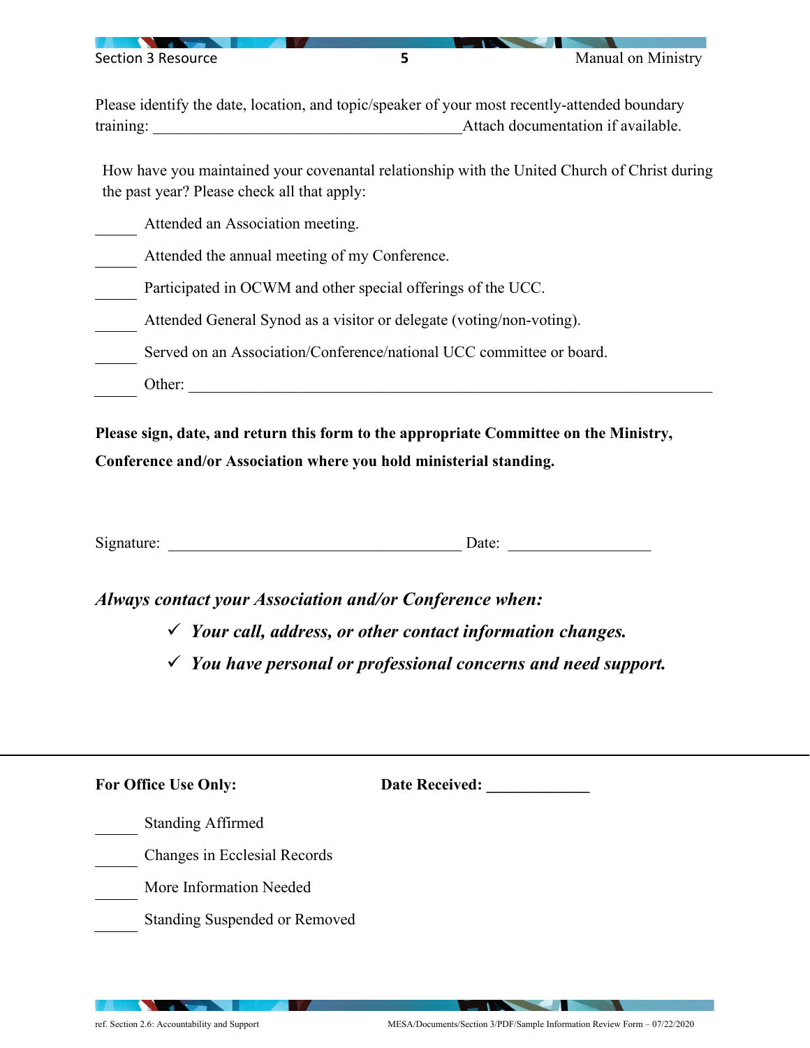Please identify the date, location, and topic/speaker of your most recently-attended boundary training: ________________________________________Attach documentation if available.

How have you maintained your covenantal relationship with the United Church of Christ during the past year? Please check all that apply:

_____ Attended an Association meeting.

_____ Attended the annual meeting of my Conference.

_____ Participated in OCWM and other special offerings of the UCC.

_____ Attended General Synod as a visitor or delegate (voting/non-voting).

_____ Served on an Association/Conference/national UCC committee or board.

_____ Other: ____________________________________________________________________

**Please sign, date, and return this form to the appropriate Committee on the Ministry, Conference and/or Association where you hold ministerial standing.**

Signature: ______________________________________ Date: __________________

***Always contact your Association and/or Conference when:***

- ✓ ***Your call, address, or other contact information changes.***
- ✓ ***You have personal or professional concerns and need support.***

---

**For Office Use Only:** **Date Received: _____________**

_____ Standing Affirmed

_____ Changes in Ecclesial Records

_____ More Information Needed

_____ Standing Suspended or Removed

ref. Section 2.6: Accountability and Support MESA/Documents/Section 3/PDF/Sample Information Review Form – 07/22/2020